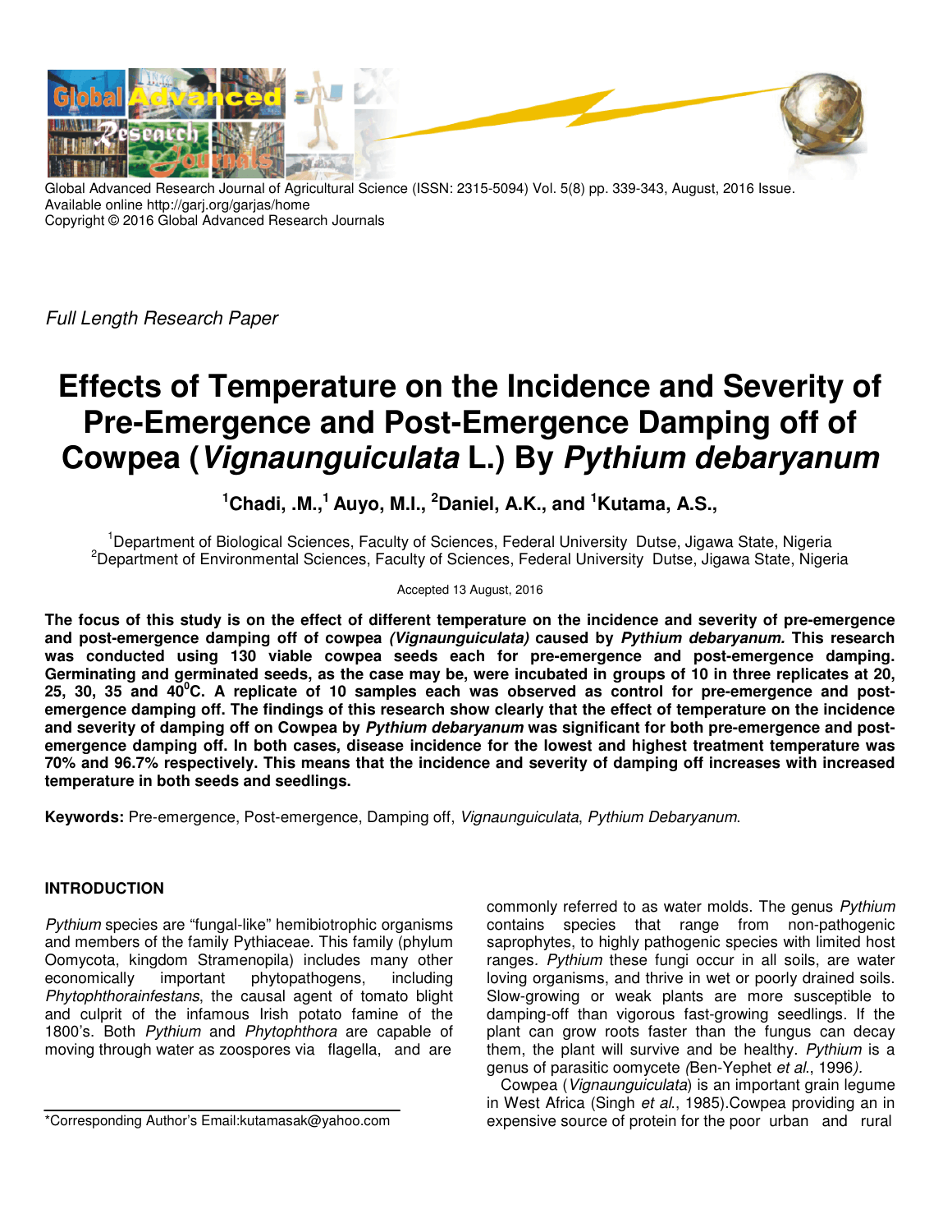Global Advanced Research Journal of Agricultural Science (ISSN: 2315-5094) Vol. 5(8) pp. 339-343, August, 2016 Issue.
Available online http://garj.org/garjas/home
Copyright © 2016 Global Advanced Research Journals

*Full Length Research Paper*

# Effects of Temperature on the Incidence and Severity of Pre-Emergence and Post-Emergence Damping off of Cowpea (*Vignaunguiculata* L.) By *Pythium debaryanum*

**[1]Chadi, .M.,[1] Auyo, M.I., [2]Daniel, A.K., and [1]Kutama, A.S.,**

[1]Department of Biological Sciences, Faculty of Sciences, Federal University Dutse, Jigawa State, Nigeria
[2]Department of Environmental Sciences, Faculty of Sciences, Federal University Dutse, Jigawa State, Nigeria

Accepted 13 August, 2016

**The focus of this study is on the effect of different temperature on the incidence and severity of pre-emergence and post-emergence damping off of cowpea *(Vignaunguiculata)* caused by *Pythium debaryanum.* This research was conducted using 130 viable cowpea seeds each for pre-emergence and post-emergence damping. Germinating and germinated seeds, as the case may be, were incubated in groups of 10 in three replicates at 20, 25, 30, 35 and 40$^0$C. A replicate of 10 samples each was observed as control for pre-emergence and post-emergence damping off. The findings of this research show clearly that the effect of temperature on the incidence and severity of damping off on Cowpea by *Pythium debaryanum* was significant for both pre-emergence and post-emergence damping off. In both cases, disease incidence for the lowest and highest treatment temperature was 70% and 96.7% respectively. This means that the incidence and severity of damping off increases with increased temperature in both seeds and seedlings.**

**Keywords:** Pre-emergence, Post-emergence, Damping off, *Vignaunguiculata*, *Pythium Debaryanum*.

## INTRODUCTION

*Pythium* species are "fungal-like" hemibiotrophic organisms and members of the family Pythiaceae. This family (phylum Oomycota, kingdom Stramenopila) includes many other economically important phytopathogens, including *Phytophthorainfestans*, the causal agent of tomato blight and culprit of the infamous Irish potato famine of the 1800's. Both *Pythium* and *Phytophthora* are capable of moving through water as zoospores via flagella, and are commonly referred to as water molds. The genus *Pythium* contains species that range from non-pathogenic saprophytes, to highly pathogenic species with limited host ranges. *Pythium* these fungi occur in all soils, are water loving organisms, and thrive in wet or poorly drained soils. Slow-growing or weak plants are more susceptible to damping-off than vigorous fast-growing seedlings. If the plant can grow roots faster than the fungus can decay them, the plant will survive and be healthy. *Pythium* is a genus of parasitic oomycete *(*Ben-Yephet *et al*., 1996*)*.

Cowpea (*Vignaunguiculata*) is an important grain legume in West Africa (Singh *et al*., 1985).Cowpea providing an in expensive source of protein for the poor urban and rural

*Corresponding Author's Email:kutamasak@yahoo.com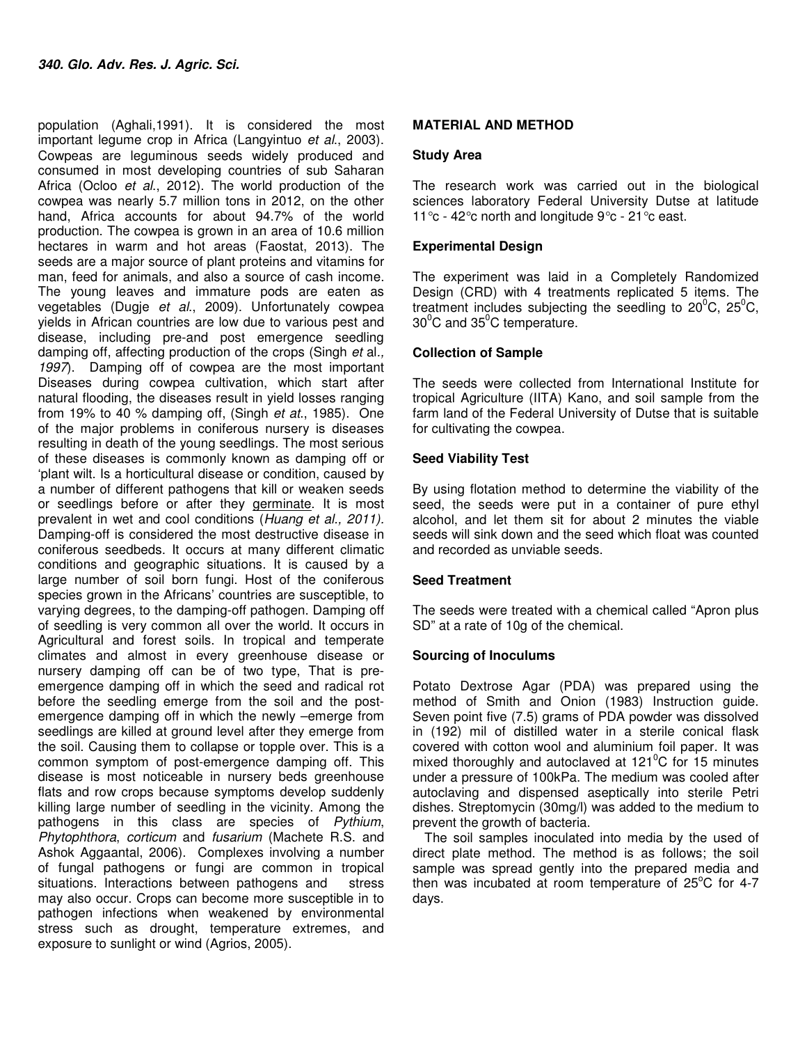population (Aghali,1991). It is considered the most important legume crop in Africa (Langyintuo *et al*., 2003). Cowpeas are leguminous seeds widely produced and consumed in most developing countries of sub Saharan Africa (Ocloo *et al*., 2012). The world production of the cowpea was nearly 5.7 million tons in 2012, on the other hand, Africa accounts for about 94.7% of the world production. The cowpea is grown in an area of 10.6 million hectares in warm and hot areas (Faostat, 2013). The seeds are a major source of plant proteins and vitamins for man, feed for animals, and also a source of cash income. The young leaves and immature pods are eaten as vegetables (Dugje *et al*., 2009). Unfortunately cowpea yields in African countries are low due to various pest and disease, including pre-and post emergence seedling damping off, affecting production of the crops (Singh *et* al*., 1997*). Damping off of cowpea are the most important Diseases during cowpea cultivation, which start after natural flooding, the diseases result in yield losses ranging from 19% to 40 % damping off, (Singh *et at*., 1985). One of the major problems in coniferous nursery is diseases resulting in death of the young seedlings. The most serious of these diseases is commonly known as damping off or 'plant wilt. Is a horticultural disease or condition, caused by a number of different pathogens that kill or weaken seeds or seedlings before or after they germinate. It is most prevalent in wet and cool conditions (*Huang et al., 2011).* Damping-off is considered the most destructive disease in coniferous seedbeds. It occurs at many different climatic conditions and geographic situations. It is caused by a large number of soil born fungi. Host of the coniferous species grown in the Africans' countries are susceptible, to varying degrees, to the damping-off pathogen. Damping off of seedling is very common all over the world. It occurs in Agricultural and forest soils. In tropical and temperate climates and almost in every greenhouse disease or nursery damping off can be of two type, That is pre-emergence damping off in which the seed and radical rot before the seedling emerge from the soil and the post-emergence damping off in which the newly –emerge from seedlings are killed at ground level after they emerge from the soil. Causing them to collapse or topple over. This is a common symptom of post-emergence damping off. This disease is most noticeable in nursery beds greenhouse flats and row crops because symptoms develop suddenly killing large number of seedling in the vicinity. Among the pathogens in this class are species of *Pythium*, *Phytophthora*, *corticum* and *fusarium* (Machete R.S. and Ashok Aggaantal, 2006). Complexes involving a number of fungal pathogens or fungi are common in tropical situations. Interactions between pathogens and stress may also occur. Crops can become more susceptible in to pathogen infections when weakened by environmental stress such as drought, temperature extremes, and exposure to sunlight or wind (Agrios, 2005).

## MATERIAL AND METHOD

### Study Area

The research work was carried out in the biological sciences laboratory Federal University Dutse at latitude 11°c - 42°c north and longitude 9°c - 21°c east.

### Experimental Design

The experiment was laid in a Completely Randomized Design (CRD) with 4 treatments replicated 5 items. The treatment includes subjecting the seedling to $20^0$C, $25^0$C, $30^0$C and $35^0$C temperature.

### Collection of Sample

The seeds were collected from International Institute for tropical Agriculture (IITA) Kano, and soil sample from the farm land of the Federal University of Dutse that is suitable for cultivating the cowpea.

### Seed Viability Test

By using flotation method to determine the viability of the seed, the seeds were put in a container of pure ethyl alcohol, and let them sit for about 2 minutes the viable seeds will sink down and the seed which float was counted and recorded as unviable seeds.

### Seed Treatment

The seeds were treated with a chemical called "Apron plus SD" at a rate of 10g of the chemical.

### Sourcing of Inoculums

Potato Dextrose Agar (PDA) was prepared using the method of Smith and Onion (1983) Instruction guide. Seven point five (7.5) grams of PDA powder was dissolved in (192) mil of distilled water in a sterile conical flask covered with cotton wool and aluminium foil paper. It was mixed thoroughly and autoclaved at $121^0$C for 15 minutes under a pressure of 100kPa. The medium was cooled after autoclaving and dispensed aseptically into sterile Petri dishes. Streptomycin (30mg/l) was added to the medium to prevent the growth of bacteria.

The soil samples inoculated into media by the used of direct plate method. The method is as follows; the soil sample was spread gently into the prepared media and then was incubated at room temperature of $25^o$C for 4-7 days.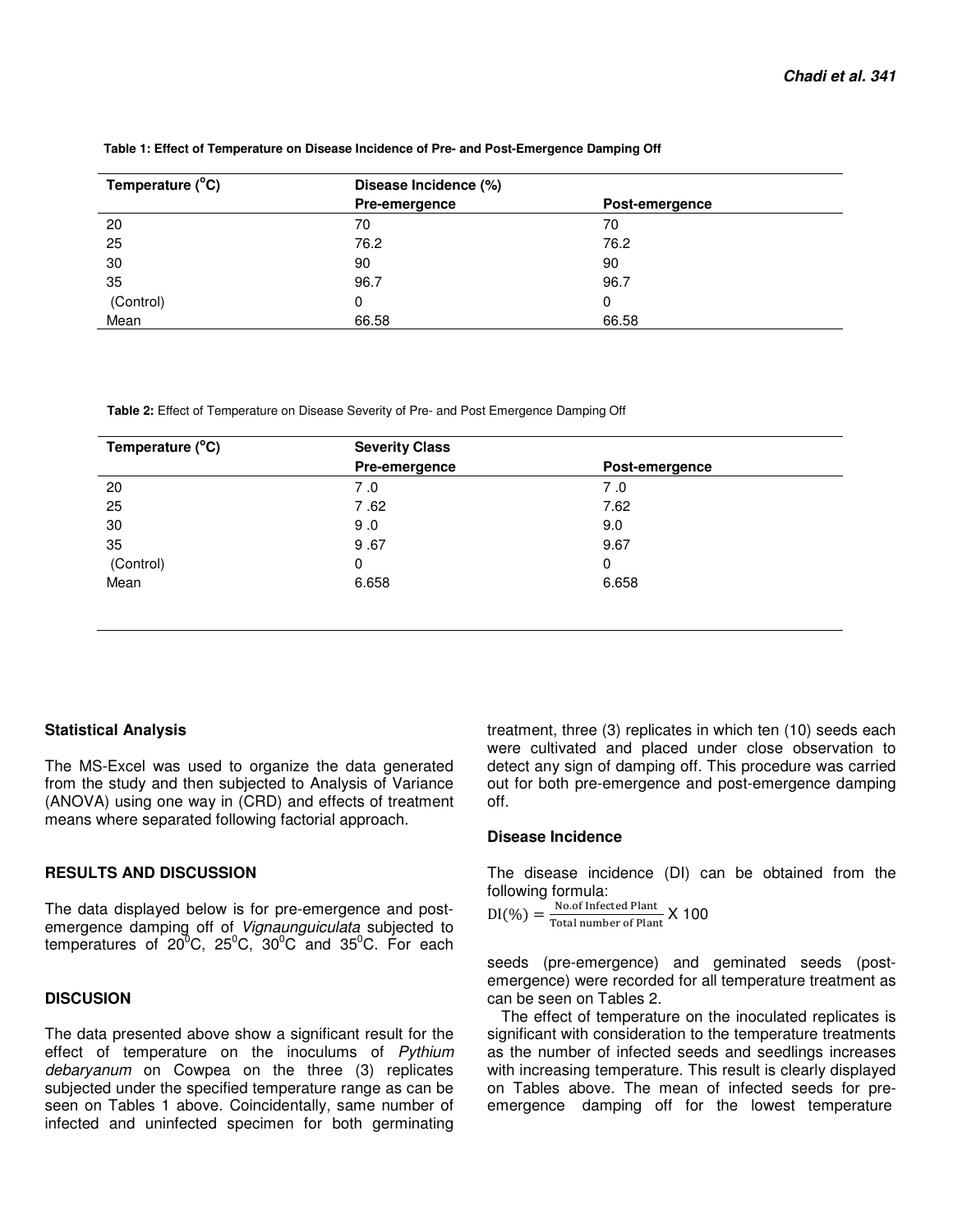**Table 1: Effect of Temperature on Disease Incidence of Pre- and Post-Emergence Damping Off**

| Temperature (°C) | Disease Incidence (%) | |
|---|---|---|
| | Pre-emergence | Post-emergence |
| 20 | 70 | 70 |
| 25 | 76.2 | 76.2 |
| 30 | 90 | 90 |
| 35 | 96.7 | 96.7 |
| (Control) | 0 | 0 |
| Mean | 66.58 | 66.58 |

**Table 2:** Effect of Temperature on Disease Severity of Pre- and Post Emergence Damping Off

| Temperature (°C) | Severity Class | |
|---|---|---|
| | Pre-emergence | Post-emergence |
| 20 | 7 .0 | 7 .0 |
| 25 | 7 .62 | 7.62 |
| 30 | 9 .0 | 9.0 |
| 35 | 9 .67 | 9.67 |
| (Control) | 0 | 0 |
| Mean | 6.658 | 6.658 |

### Statistical Analysis

The MS-Excel was used to organize the data generated from the study and then subjected to Analysis of Variance (ANOVA) using one way in (CRD) and effects of treatment means where separated following factorial approach.

## RESULTS AND DISCUSSION

The data displayed below is for pre-emergence and post-emergence damping off of *Vignaunguiculata* subjected to temperatures of 20°C, 25°C, 30°C and 35°C. For each treatment, three (3) replicates in which ten (10) seeds each were cultivated and placed under close observation to detect any sign of damping off. This procedure was carried out for both pre-emergence and post-emergence damping off.

### Disease Incidence

The disease incidence (DI) can be obtained from the following formula:

$$\mathrm{DI}(\%) = \frac{\text{No.of Infected Plant}}{\text{Total number of Plant}} \text{ X } 100$$

## DISCUSION

The data presented above show a significant result for the effect of temperature on the inoculums of *Pythium debaryanum* on Cowpea on the three (3) replicates subjected under the specified temperature range as can be seen on Tables 1 above. Coincidentally, same number of infected and uninfected specimen for both germinating seeds (pre-emergence) and geminated seeds (post-emergence) were recorded for all temperature treatment as can be seen on Tables 2.

The effect of temperature on the inoculated replicates is significant with consideration to the temperature treatments as the number of infected seeds and seedlings increases with increasing temperature. This result is clearly displayed on Tables above. The mean of infected seeds for pre-emergence damping off for the lowest temperature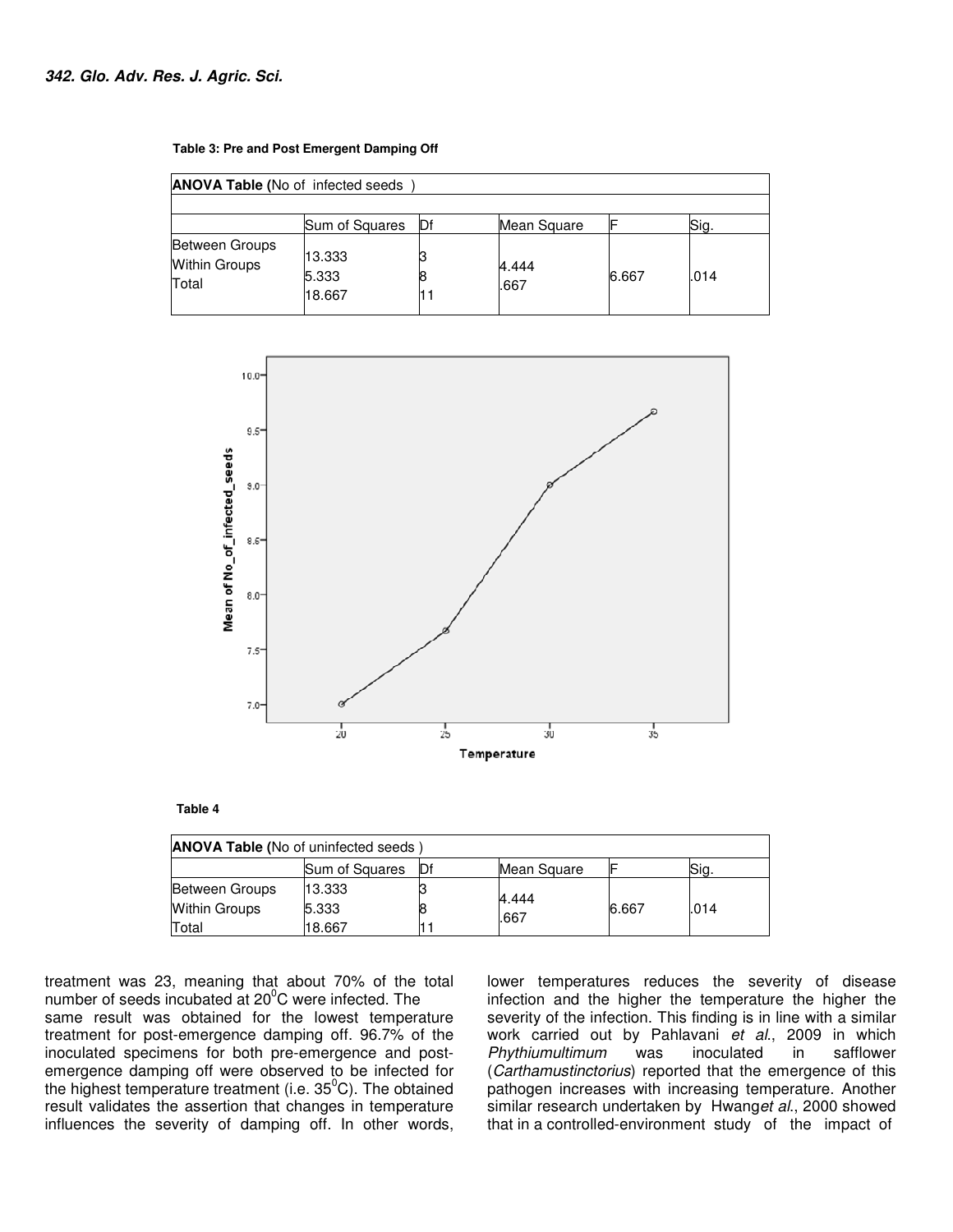**Table 3: Pre and Post Emergent Damping Off**

| **ANOVA Table (**No of infected seeds ) | | | | | |
|---|---|---|---|---|---|
| | Sum of Squares | Df | Mean Square | F | Sig. |
| Between Groups | 13.333 | 3 | 4.444 | 6.667 | .014 |
| Within Groups | 5.333 | 8 | .667 | | |
| Total | 18.667 | 11 | | | |

**Table 4**

| **ANOVA Table (**No of uninfected seeds ) | | | | | |
|---|---|---|---|---|---|
| | Sum of Squares | Df | Mean Square | F | Sig. |
| Between Groups | 13.333 | 3 | 4.444 | 6.667 | .014 |
| Within Groups | 5.333 | 8 | .667 | | |
| Total | 18.667 | 11 | | | |

treatment was 23, meaning that about 70% of the total number of seeds incubated at 20$^0$C were infected. The same result was obtained for the lowest temperature treatment for post-emergence damping off. 96.7% of the inoculated specimens for both pre-emergence and post-emergence damping off were observed to be infected for the highest temperature treatment (i.e. 35$^0$C). The obtained result validates the assertion that changes in temperature influences the severity of damping off. In other words, lower temperatures reduces the severity of disease infection and the higher the temperature the higher the severity of the infection. This finding is in line with a similar work carried out by Pahlavani *et al*., 2009 in which *Phythiumultimum* was inoculated in safflower (*Carthamustinctorius*) reported that the emergence of this pathogen increases with increasing temperature. Another similar research undertaken by Hwang*et al*., 2000 showed that in a controlled-environment study of the impact of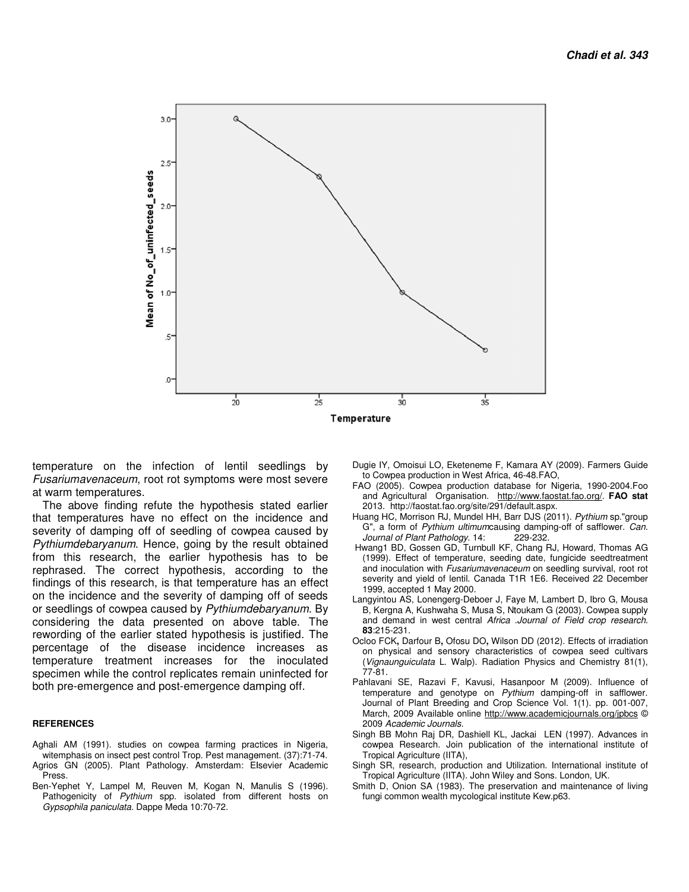3.0
2.5
2.0
1.5
1.0
.5
.0

Mean of No_of_uninfected_seeds

20
25
30
35

Temperature

temperature on the infection of lentil seedlings by *Fusariumavenaceum*, root rot symptoms were most severe at warm temperatures.

The above finding refute the hypothesis stated earlier that temperatures have no effect on the incidence and severity of damping off of seedling of cowpea caused by *Pythiumdebaryanum*. Hence, going by the result obtained from this research, the earlier hypothesis has to be rephrased. The correct hypothesis, according to the findings of this research, is that temperature has an effect on the incidence and the severity of damping off of seeds or seedlings of cowpea caused by *Pythiumdebaryanum*. By considering the data presented on above table. The rewording of the earlier stated hypothesis is justified. The percentage of the disease incidence increases as temperature treatment increases for the inoculated specimen while the control replicates remain uninfected for both pre-emergence and post-emergence damping off.

## REFERENCES

Aghali AM (1991). studies on cowpea farming practices in Nigeria, witemphasis on insect pest control Trop. Pest management. (37):71-74.

Agrios GN (2005). Plant Pathology. Amsterdam: Elsevier Academic Press.

Ben-Yephet Y, Lampel M, Reuven M, Kogan N, Manulis S (1996). Pathogenicity of *Pythium* spp. isolated from different hosts on *Gypsophila paniculata*. Dappe Meda 10:70-72.

Dugie IY, Omoisui LO, Eketeneme F, Kamara AY (2009). Farmers Guide to Cowpea production in West Africa, 46-48.FAO,

FAO (2005). Cowpea production database for Nigeria, 1990-2004.Foo and Agricultural Organisation. http://www.faostat.fao.org/. **FAO stat** 2013. http://faostat.fao.org/site/291/default.aspx.

Huang HC, Morrison RJ, Mundel HH, Barr DJS (2011). *Pythium* sp."group G", a form of *Pythium ultimum*causing damping-off of safflower. *Can. Journal of Plant Pathology*. 14: 229-232.

Hwang1 BD, Gossen GD, Turnbull KF, Chang RJ, Howard, Thomas AG (1999). Effect of temperature, seeding date, fungicide seedtreatment and inoculation with *Fusariumavenaceum* on seedling survival, root rot severity and yield of lentil. Canada T1R 1E6. Received 22 December 1999, accepted 1 May 2000.

Langyintou AS, Lonengerg-Deboer J, Faye M, Lambert D, Ibro G, Mousa B, Kergna A, Kushwaha S, Musa S, Ntoukam G (2003). Cowpea supply and demand in west central *Africa .Journal of Field crop research*. **83**:215-231.

Ocloo FCK**,** Darfour B**,** Ofosu DO**,** Wilson DD (2012). Effects of irradiation on physical and sensory characteristics of cowpea seed cultivars (*Vignaunguiculata* L. Walp). Radiation Physics and Chemistry 81(1), 77-81.

Pahlavani SE, Razavi F, Kavusi, Hasanpoor M (2009). Influence of temperature and genotype on *Pythium* damping-off in safflower. Journal of Plant Breeding and Crop Science Vol. 1(1). pp. 001-007, March, 2009 Available online http://www.academicjournals.org/jpbcs © 2009 *Academic Journals*.

Singh BB Mohn Raj DR, Dashiell KL, Jackai LEN (1997). Advances in cowpea Research. Join publication of the international institute of Tropical Agriculture (IITA),

Singh SR, research, production and Utilization. International institute of Tropical Agriculture (IITA). John Wiley and Sons. London, UK.

Smith D, Onion SA (1983). The preservation and maintenance of living fungi common wealth mycological institute Kew.p63.